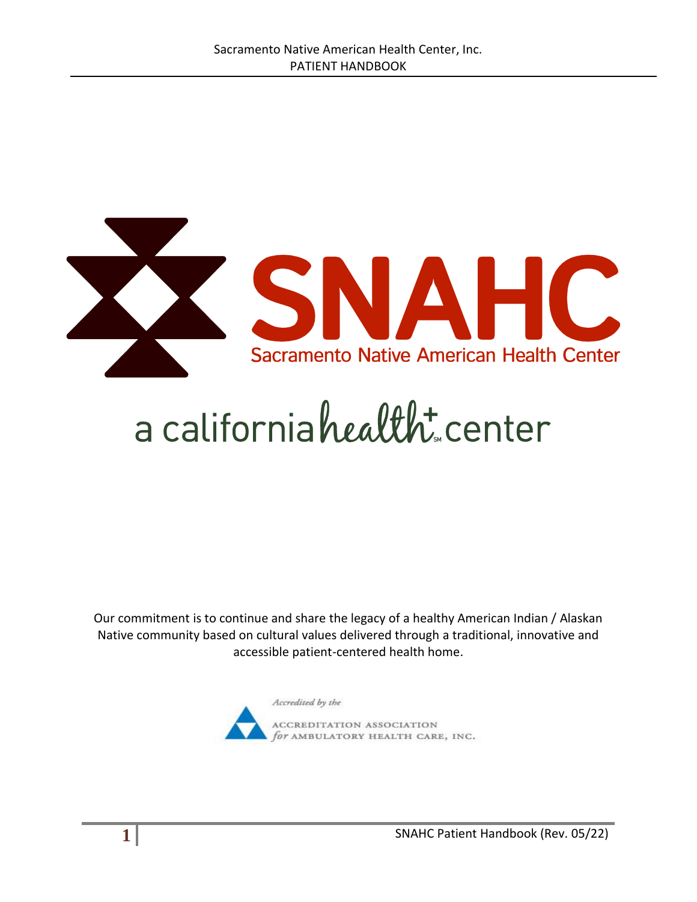# SNAHC

## Sacramento Native American Health Center

a california health+ center

Our commitment is to continue and share the legacy of a healthy American Indian / Alaskan Native community based on cultural values delivered through a traditional, innovative and accessible patient-centered health home.

*Accredited by the*

ACCREDITATION ASSOCIATION *for* AMBULATORY HEALTH CARE, INC.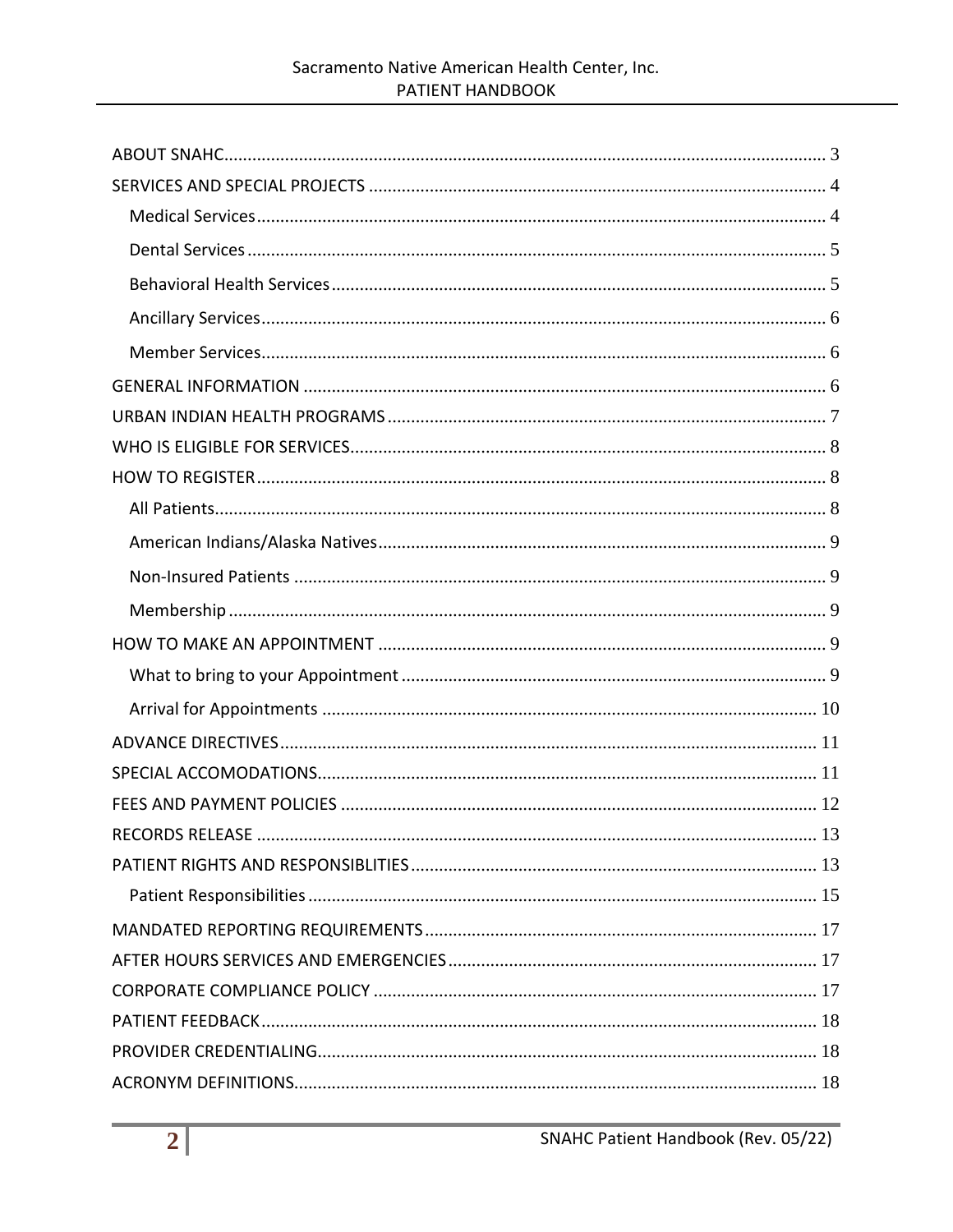ABOUT SNAHC ........................................................................................................... 3

SERVICES AND SPECIAL PROJECTS ........................................................................................... 4

- Medical Services ........................................................................................................ 4
- Dental Services .......................................................................................................... 5
- Behavioral Health Services ......................................................................................... 5
- Ancillary Services ....................................................................................................... 6
- Member Services ........................................................................................................ 6

GENERAL INFORMATION ............................................................................................... 6

URBAN INDIAN HEALTH PROGRAMS ............................................................................... 7

WHO IS ELIGIBLE FOR SERVICES ..................................................................................... 8

HOW TO REGISTER ........................................................................................................ 8

- All Patients ................................................................................................................ 8
- American Indians/Alaska Natives ................................................................................. 9
- Non-Insured Patients ................................................................................................. 9
- Membership .............................................................................................................. 9

HOW TO MAKE AN APPOINTMENT ................................................................................ 9

- What to bring to your Appointment ............................................................................ 9
- Arrival for Appointments .......................................................................................... 10

ADVANCE DIRECTIVES .................................................................................................. 11

SPECIAL ACCOMODATIONS .......................................................................................... 11

FEES AND PAYMENT POLICIES ..................................................................................... 12

RECORDS RELEASE ....................................................................................................... 13

PATIENT RIGHTS AND RESPONSIBLITIES ....................................................................... 13

- Patient Responsibilities ............................................................................................ 15

MANDATED REPORTING REQUIREMENTS ..................................................................... 17

AFTER HOURS SERVICES AND EMERGENCIES ............................................................... 17

CORPORATE COMPLIANCE POLICY .............................................................................. 17

PATIENT FEEDBACK ..................................................................................................... 18

PROVIDER CREDENTIALING ......................................................................................... 18

ACRONYM DEFINITIONS ............................................................................................... 18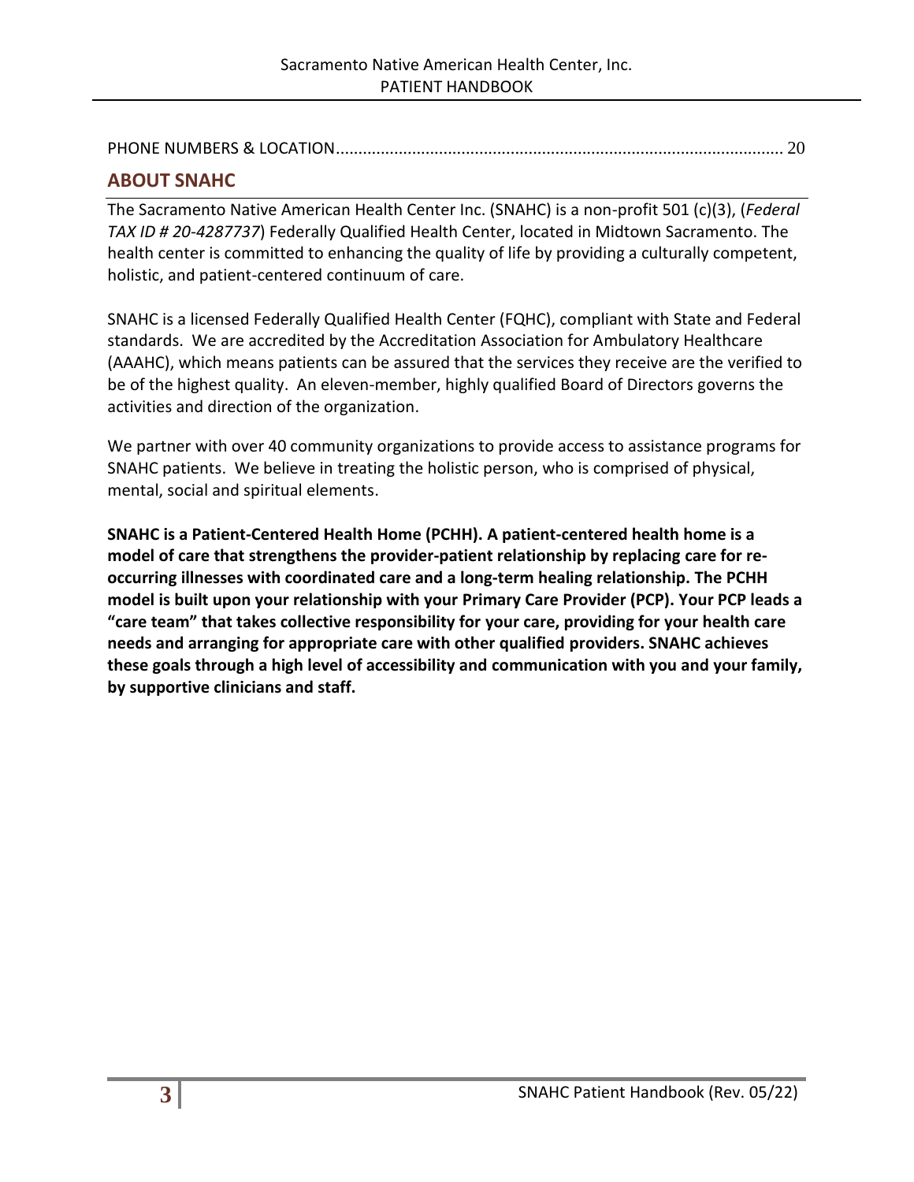PHONE NUMBERS & LOCATION........................................................................................................ 20

## ABOUT SNAHC

The Sacramento Native American Health Center Inc. (SNAHC) is a non-profit 501 (c)(3), (*Federal TAX ID # 20-4287737*) Federally Qualified Health Center, located in Midtown Sacramento. The health center is committed to enhancing the quality of life by providing a culturally competent, holistic, and patient-centered continuum of care.

SNAHC is a licensed Federally Qualified Health Center (FQHC), compliant with State and Federal standards. We are accredited by the Accreditation Association for Ambulatory Healthcare (AAAHC), which means patients can be assured that the services they receive are the verified to be of the highest quality. An eleven-member, highly qualified Board of Directors governs the activities and direction of the organization.

We partner with over 40 community organizations to provide access to assistance programs for SNAHC patients. We believe in treating the holistic person, who is comprised of physical, mental, social and spiritual elements.

**SNAHC is a Patient-Centered Health Home (PCHH). A patient-centered health home is a model of care that strengthens the provider-patient relationship by replacing care for re-occurring illnesses with coordinated care and a long-term healing relationship. The PCHH model is built upon your relationship with your Primary Care Provider (PCP). Your PCP leads a "care team" that takes collective responsibility for your care, providing for your health care needs and arranging for appropriate care with other qualified providers. SNAHC achieves these goals through a high level of accessibility and communication with you and your family, by supportive clinicians and staff.**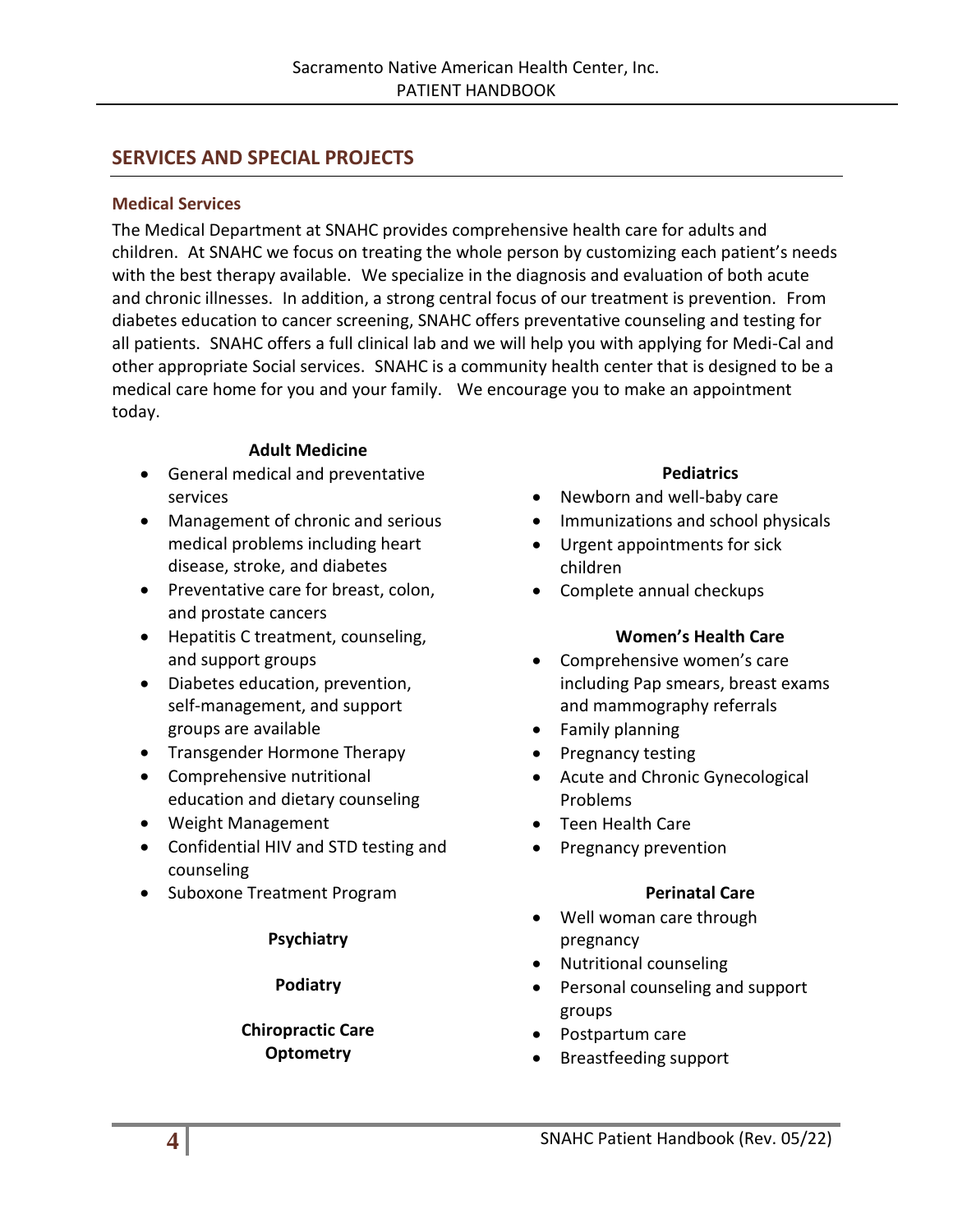## SERVICES AND SPECIAL PROJECTS

### Medical Services

The Medical Department at SNAHC provides comprehensive health care for adults and children. At SNAHC we focus on treating the whole person by customizing each patient's needs with the best therapy available. We specialize in the diagnosis and evaluation of both acute and chronic illnesses. In addition, a strong central focus of our treatment is prevention. From diabetes education to cancer screening, SNAHC offers preventative counseling and testing for all patients. SNAHC offers a full clinical lab and we will help you with applying for Medi-Cal and other appropriate Social services. SNAHC is a community health center that is designed to be a medical care home for you and your family. We encourage you to make an appointment today.

**Adult Medicine**

- General medical and preventative services
- Management of chronic and serious medical problems including heart disease, stroke, and diabetes
- Preventative care for breast, colon, and prostate cancers
- Hepatitis C treatment, counseling, and support groups
- Diabetes education, prevention, self-management, and support groups are available
- Transgender Hormone Therapy
- Comprehensive nutritional education and dietary counseling
- Weight Management
- Confidential HIV and STD testing and counseling
- Suboxone Treatment Program

**Psychiatry**

**Podiatry**

**Chiropractic Care**

**Optometry**

**Pediatrics**

- Newborn and well-baby care
- Immunizations and school physicals
- Urgent appointments for sick children
- Complete annual checkups

**Women's Health Care**

- Comprehensive women's care including Pap smears, breast exams and mammography referrals
- Family planning
- Pregnancy testing
- Acute and Chronic Gynecological Problems
- Teen Health Care
- Pregnancy prevention

**Perinatal Care**

- Well woman care through pregnancy
- Nutritional counseling
- Personal counseling and support groups
- Postpartum care
- Breastfeeding support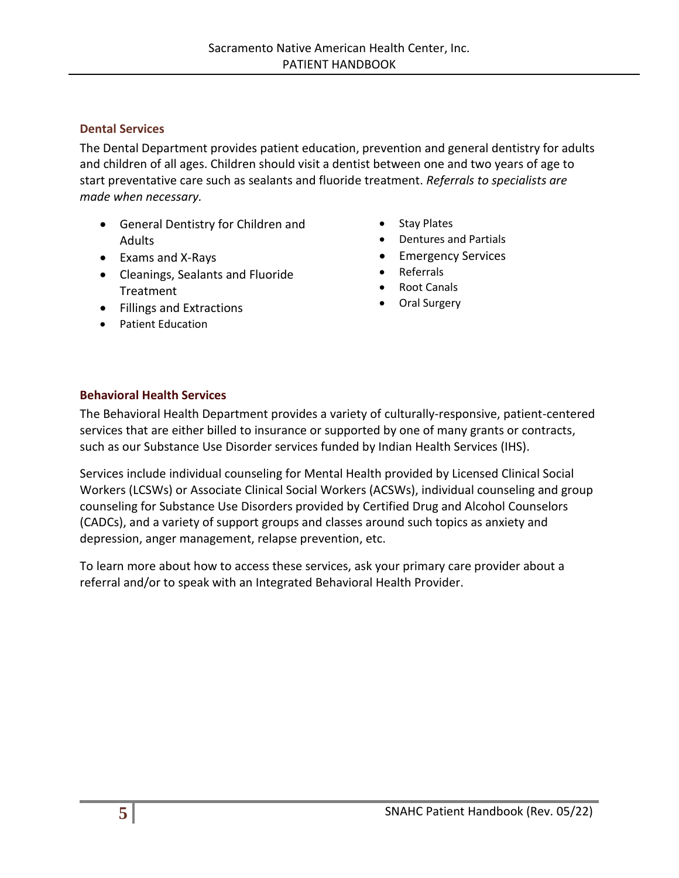## Dental Services

The Dental Department provides patient education, prevention and general dentistry for adults and children of all ages. Children should visit a dentist between one and two years of age to start preventative care such as sealants and fluoride treatment. *Referrals to specialists are made when necessary.*

- General Dentistry for Children and Adults
- Exams and X-Rays
- Cleanings, Sealants and Fluoride Treatment
- Fillings and Extractions
- Patient Education
- Stay Plates
- Dentures and Partials
- Emergency Services
- Referrals
- Root Canals
- Oral Surgery

## Behavioral Health Services

The Behavioral Health Department provides a variety of culturally-responsive, patient-centered services that are either billed to insurance or supported by one of many grants or contracts, such as our Substance Use Disorder services funded by Indian Health Services (IHS).

Services include individual counseling for Mental Health provided by Licensed Clinical Social Workers (LCSWs) or Associate Clinical Social Workers (ACSWs), individual counseling and group counseling for Substance Use Disorders provided by Certified Drug and Alcohol Counselors (CADCs), and a variety of support groups and classes around such topics as anxiety and depression, anger management, relapse prevention, etc.

To learn more about how to access these services, ask your primary care provider about a referral and/or to speak with an Integrated Behavioral Health Provider.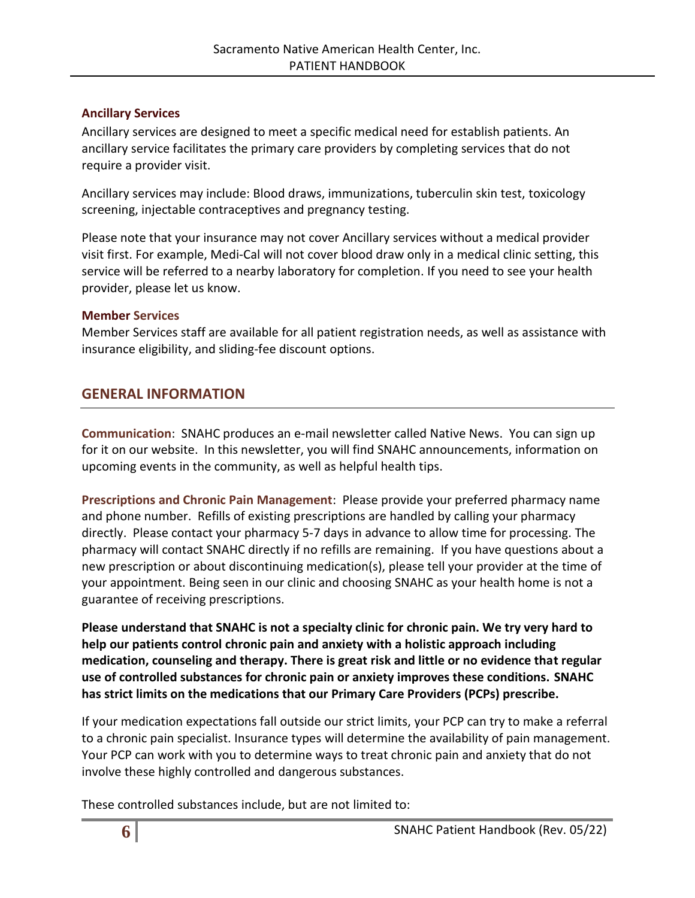### Ancillary Services

Ancillary services are designed to meet a specific medical need for establish patients. An ancillary service facilitates the primary care providers by completing services that do not require a provider visit.

Ancillary services may include: Blood draws, immunizations, tuberculin skin test, toxicology screening, injectable contraceptives and pregnancy testing.

Please note that your insurance may not cover Ancillary services without a medical provider visit first. For example, Medi-Cal will not cover blood draw only in a medical clinic setting, this service will be referred to a nearby laboratory for completion. If you need to see your health provider, please let us know.

### Member Services

Member Services staff are available for all patient registration needs, as well as assistance with insurance eligibility, and sliding-fee discount options.

## GENERAL INFORMATION

**Communication**: SNAHC produces an e-mail newsletter called Native News. You can sign up for it on our website. In this newsletter, you will find SNAHC announcements, information on upcoming events in the community, as well as helpful health tips.

**Prescriptions and Chronic Pain Management**: Please provide your preferred pharmacy name and phone number. Refills of existing prescriptions are handled by calling your pharmacy directly. Please contact your pharmacy 5-7 days in advance to allow time for processing. The pharmacy will contact SNAHC directly if no refills are remaining. If you have questions about a new prescription or about discontinuing medication(s), please tell your provider at the time of your appointment. Being seen in our clinic and choosing SNAHC as your health home is not a guarantee of receiving prescriptions.

**Please understand that SNAHC is not a specialty clinic for chronic pain. We try very hard to help our patients control chronic pain and anxiety with a holistic approach including medication, counseling and therapy. There is great risk and little or no evidence that regular use of controlled substances for chronic pain or anxiety improves these conditions. SNAHC has strict limits on the medications that our Primary Care Providers (PCPs) prescribe.**

If your medication expectations fall outside our strict limits, your PCP can try to make a referral to a chronic pain specialist. Insurance types will determine the availability of pain management. Your PCP can work with you to determine ways to treat chronic pain and anxiety that do not involve these highly controlled and dangerous substances.

These controlled substances include, but are not limited to: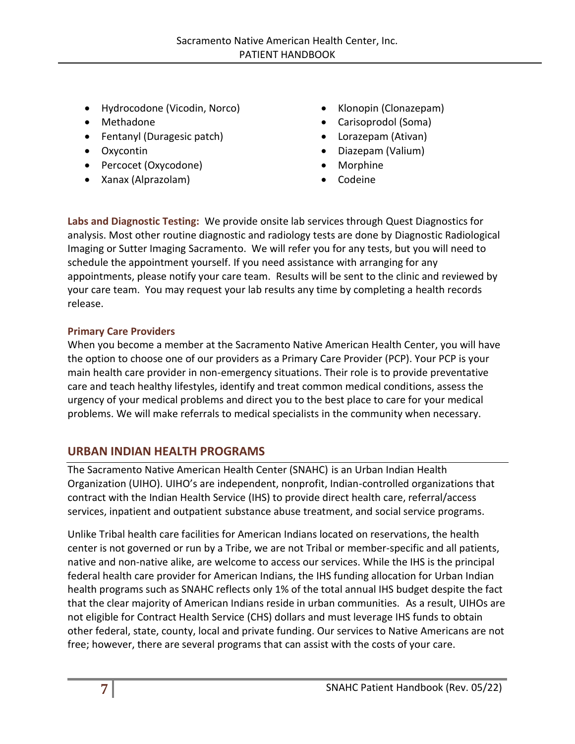- Hydrocodone (Vicodin, Norco)
- Methadone
- Fentanyl (Duragesic patch)
- Oxycontin
- Percocet (Oxycodone)
- Xanax (Alprazolam)
- Klonopin (Clonazepam)
- Carisoprodol (Soma)
- Lorazepam (Ativan)
- Diazepam (Valium)
- Morphine
- Codeine

**Labs and Diagnostic Testing:** We provide onsite lab services through Quest Diagnostics for analysis. Most other routine diagnostic and radiology tests are done by Diagnostic Radiological Imaging or Sutter Imaging Sacramento. We will refer you for any tests, but you will need to schedule the appointment yourself. If you need assistance with arranging for any appointments, please notify your care team. Results will be sent to the clinic and reviewed by your care team. You may request your lab results any time by completing a health records release.

**Primary Care Providers**

When you become a member at the Sacramento Native American Health Center, you will have the option to choose one of our providers as a Primary Care Provider (PCP). Your PCP is your main health care provider in non-emergency situations. Their role is to provide preventative care and teach healthy lifestyles, identify and treat common medical conditions, assess the urgency of your medical problems and direct you to the best place to care for your medical problems. We will make referrals to medical specialists in the community when necessary.

## URBAN INDIAN HEALTH PROGRAMS

The Sacramento Native American Health Center (SNAHC) is an Urban Indian Health Organization (UIHO). UIHO's are independent, nonprofit, Indian-controlled organizations that contract with the Indian Health Service (IHS) to provide direct health care, referral/access services, inpatient and outpatient substance abuse treatment, and social service programs.

Unlike Tribal health care facilities for American Indians located on reservations, the health center is not governed or run by a Tribe, we are not Tribal or member-specific and all patients, native and non-native alike, are welcome to access our services. While the IHS is the principal federal health care provider for American Indians, the IHS funding allocation for Urban Indian health programs such as SNAHC reflects only 1% of the total annual IHS budget despite the fact that the clear majority of American Indians reside in urban communities. As a result, UIHOs are not eligible for Contract Health Service (CHS) dollars and must leverage IHS funds to obtain other federal, state, county, local and private funding. Our services to Native Americans are not free; however, there are several programs that can assist with the costs of your care.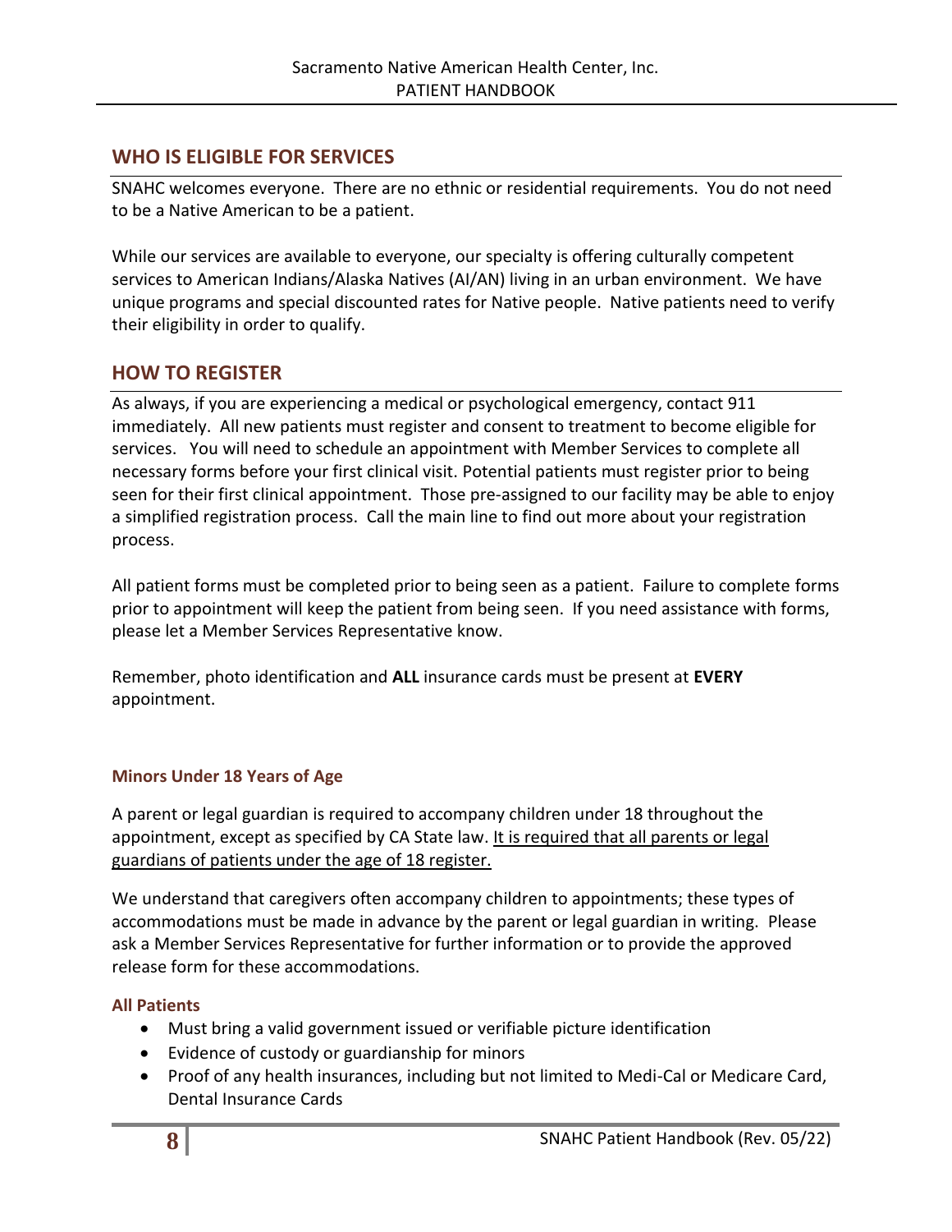## WHO IS ELIGIBLE FOR SERVICES

SNAHC welcomes everyone. There are no ethnic or residential requirements. You do not need to be a Native American to be a patient.

While our services are available to everyone, our specialty is offering culturally competent services to American Indians/Alaska Natives (AI/AN) living in an urban environment. We have unique programs and special discounted rates for Native people. Native patients need to verify their eligibility in order to qualify.

## HOW TO REGISTER

As always, if you are experiencing a medical or psychological emergency, contact 911 immediately. All new patients must register and consent to treatment to become eligible for services. You will need to schedule an appointment with Member Services to complete all necessary forms before your first clinical visit. Potential patients must register prior to being seen for their first clinical appointment. Those pre-assigned to our facility may be able to enjoy a simplified registration process. Call the main line to find out more about your registration process.

All patient forms must be completed prior to being seen as a patient. Failure to complete forms prior to appointment will keep the patient from being seen. If you need assistance with forms, please let a Member Services Representative know.

Remember, photo identification and **ALL** insurance cards must be present at **EVERY** appointment.

### Minors Under 18 Years of Age

A parent or legal guardian is required to accompany children under 18 throughout the appointment, except as specified by CA State law. It is required that all parents or legal guardians of patients under the age of 18 register.

We understand that caregivers often accompany children to appointments; these types of accommodations must be made in advance by the parent or legal guardian in writing. Please ask a Member Services Representative for further information or to provide the approved release form for these accommodations.

### All Patients

- Must bring a valid government issued or verifiable picture identification
- Evidence of custody or guardianship for minors
- Proof of any health insurances, including but not limited to Medi-Cal or Medicare Card, Dental Insurance Cards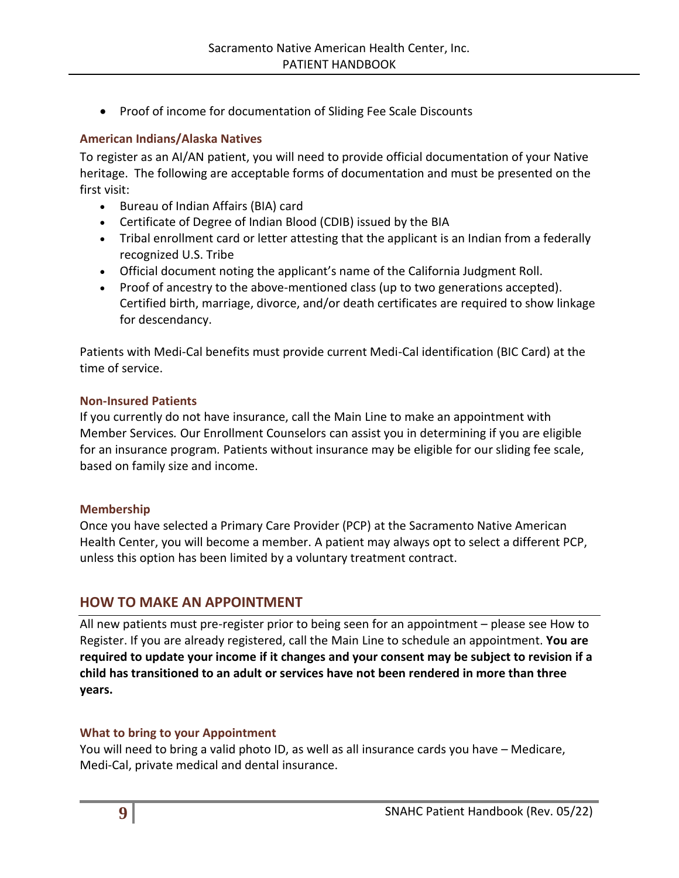- Proof of income for documentation of Sliding Fee Scale Discounts

### American Indians/Alaska Natives

To register as an AI/AN patient, you will need to provide official documentation of your Native heritage. The following are acceptable forms of documentation and must be presented on the first visit:

- Bureau of Indian Affairs (BIA) card
- Certificate of Degree of Indian Blood (CDIB) issued by the BIA
- Tribal enrollment card or letter attesting that the applicant is an Indian from a federally recognized U.S. Tribe
- Official document noting the applicant's name of the California Judgment Roll.
- Proof of ancestry to the above-mentioned class (up to two generations accepted). Certified birth, marriage, divorce, and/or death certificates are required to show linkage for descendancy.

Patients with Medi-Cal benefits must provide current Medi-Cal identification (BIC Card) at the time of service.

### Non-Insured Patients

If you currently do not have insurance, call the Main Line to make an appointment with Member Services. Our Enrollment Counselors can assist you in determining if you are eligible for an insurance program. Patients without insurance may be eligible for our sliding fee scale, based on family size and income.

### Membership

Once you have selected a Primary Care Provider (PCP) at the Sacramento Native American Health Center, you will become a member. A patient may always opt to select a different PCP, unless this option has been limited by a voluntary treatment contract.

## HOW TO MAKE AN APPOINTMENT

All new patients must pre-register prior to being seen for an appointment – please see How to Register. If you are already registered, call the Main Line to schedule an appointment. **You are required to update your income if it changes and your consent may be subject to revision if a child has transitioned to an adult or services have not been rendered in more than three years.**

### What to bring to your Appointment

You will need to bring a valid photo ID, as well as all insurance cards you have – Medicare, Medi-Cal, private medical and dental insurance.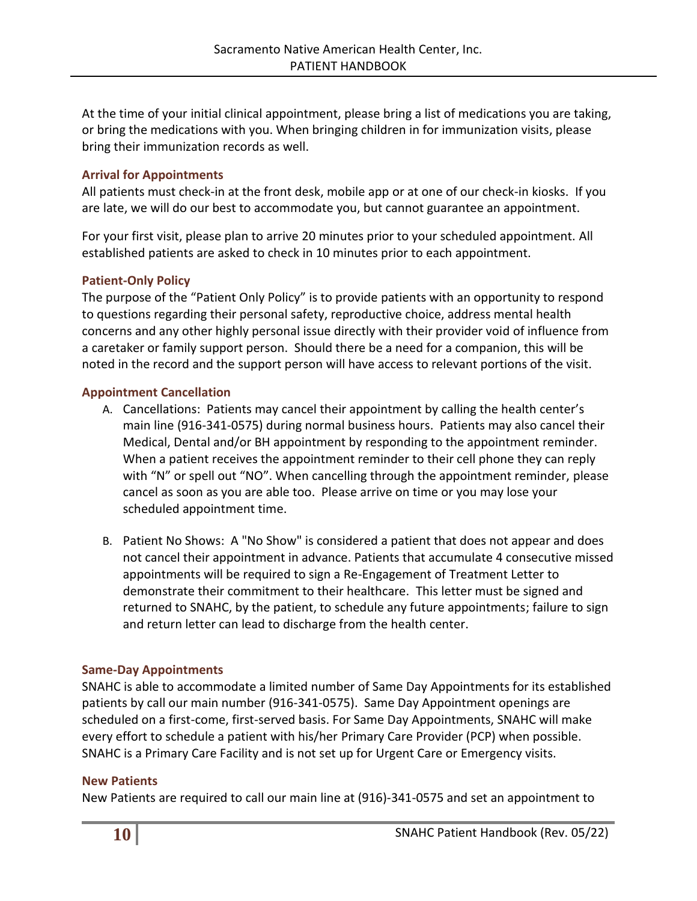At the time of your initial clinical appointment, please bring a list of medications you are taking, or bring the medications with you. When bringing children in for immunization visits, please bring their immunization records as well.

### Arrival for Appointments

All patients must check-in at the front desk, mobile app or at one of our check-in kiosks. If you are late, we will do our best to accommodate you, but cannot guarantee an appointment.

For your first visit, please plan to arrive 20 minutes prior to your scheduled appointment. All established patients are asked to check in 10 minutes prior to each appointment.

### Patient-Only Policy

The purpose of the "Patient Only Policy" is to provide patients with an opportunity to respond to questions regarding their personal safety, reproductive choice, address mental health concerns and any other highly personal issue directly with their provider void of influence from a caretaker or family support person. Should there be a need for a companion, this will be noted in the record and the support person will have access to relevant portions of the visit.

### Appointment Cancellation

A. Cancellations: Patients may cancel their appointment by calling the health center's main line (916-341-0575) during normal business hours. Patients may also cancel their Medical, Dental and/or BH appointment by responding to the appointment reminder. When a patient receives the appointment reminder to their cell phone they can reply with "N" or spell out "NO". When cancelling through the appointment reminder, please cancel as soon as you are able too. Please arrive on time or you may lose your scheduled appointment time.

B. Patient No Shows: A "No Show" is considered a patient that does not appear and does not cancel their appointment in advance. Patients that accumulate 4 consecutive missed appointments will be required to sign a Re-Engagement of Treatment Letter to demonstrate their commitment to their healthcare. This letter must be signed and returned to SNAHC, by the patient, to schedule any future appointments; failure to sign and return letter can lead to discharge from the health center.

### Same-Day Appointments

SNAHC is able to accommodate a limited number of Same Day Appointments for its established patients by call our main number (916-341-0575). Same Day Appointment openings are scheduled on a first-come, first-served basis. For Same Day Appointments, SNAHC will make every effort to schedule a patient with his/her Primary Care Provider (PCP) when possible. SNAHC is a Primary Care Facility and is not set up for Urgent Care or Emergency visits.

### New Patients

New Patients are required to call our main line at (916)-341-0575 and set an appointment to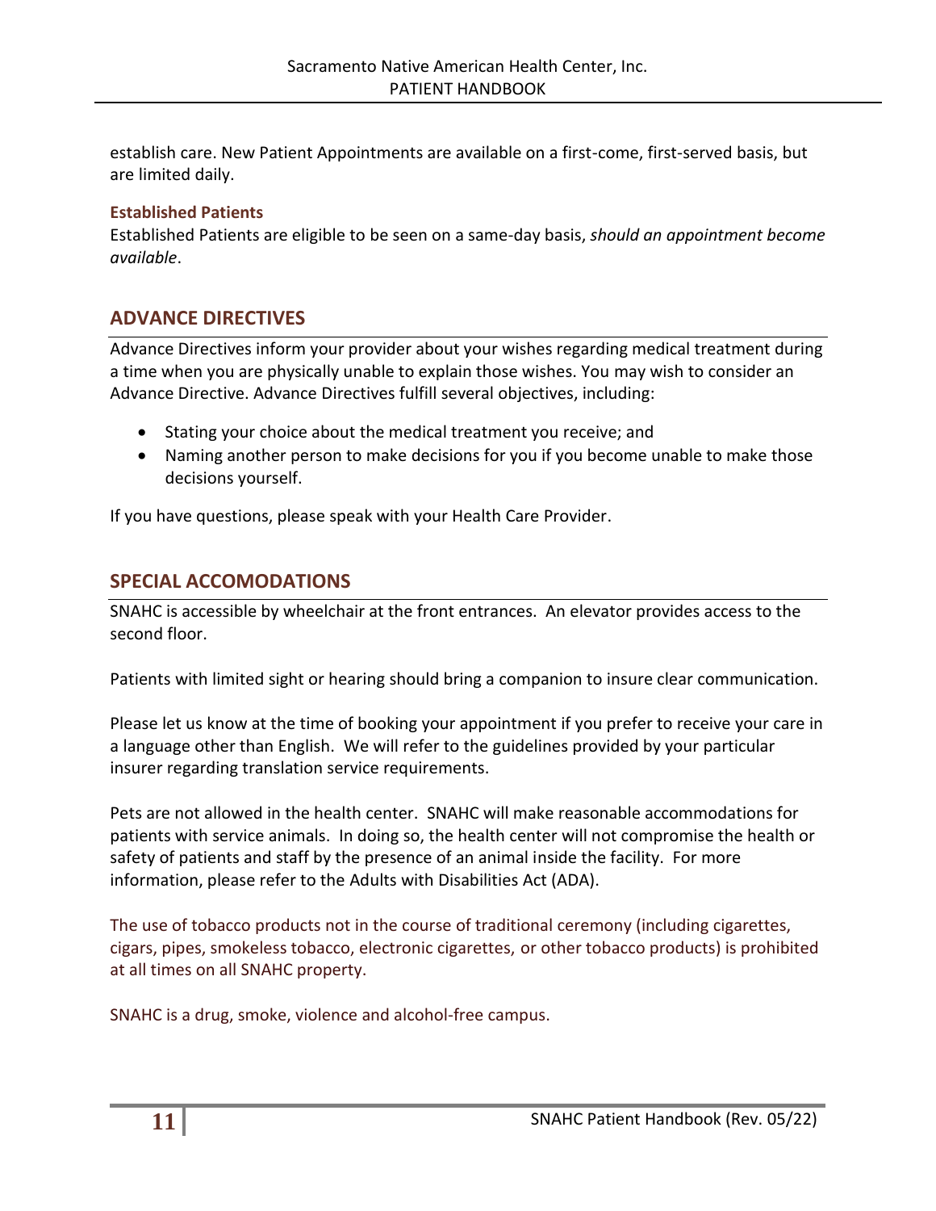establish care. New Patient Appointments are available on a first-come, first-served basis, but are limited daily.

### Established Patients

Established Patients are eligible to be seen on a same-day basis, *should an appointment become available*.

## ADVANCE DIRECTIVES

Advance Directives inform your provider about your wishes regarding medical treatment during a time when you are physically unable to explain those wishes. You may wish to consider an Advance Directive. Advance Directives fulfill several objectives, including:

- Stating your choice about the medical treatment you receive; and
- Naming another person to make decisions for you if you become unable to make those decisions yourself.

If you have questions, please speak with your Health Care Provider.

## SPECIAL ACCOMODATIONS

SNAHC is accessible by wheelchair at the front entrances. An elevator provides access to the second floor.

Patients with limited sight or hearing should bring a companion to insure clear communication.

Please let us know at the time of booking your appointment if you prefer to receive your care in a language other than English. We will refer to the guidelines provided by your particular insurer regarding translation service requirements.

Pets are not allowed in the health center. SNAHC will make reasonable accommodations for patients with service animals. In doing so, the health center will not compromise the health or safety of patients and staff by the presence of an animal inside the facility. For more information, please refer to the Adults with Disabilities Act (ADA).

The use of tobacco products not in the course of traditional ceremony (including cigarettes, cigars, pipes, smokeless tobacco, electronic cigarettes, or other tobacco products) is prohibited at all times on all SNAHC property.

SNAHC is a drug, smoke, violence and alcohol-free campus.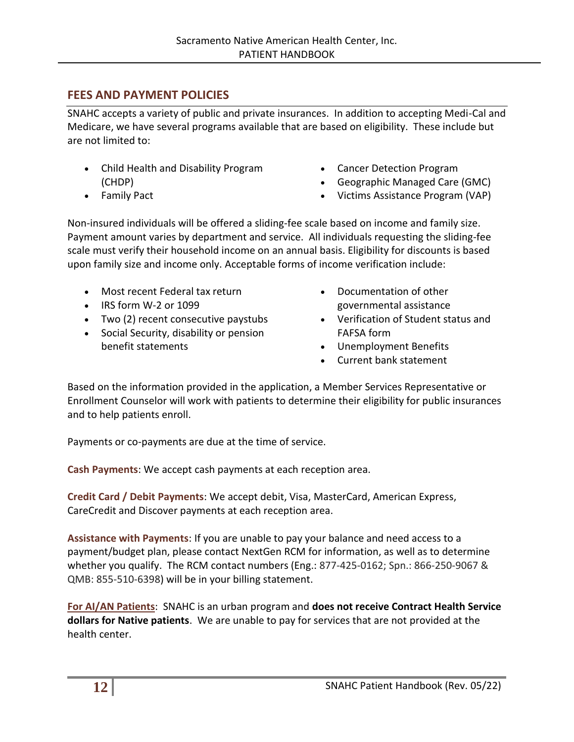## FEES AND PAYMENT POLICIES

SNAHC accepts a variety of public and private insurances. In addition to accepting Medi-Cal and Medicare, we have several programs available that are based on eligibility. These include but are not limited to:

- Child Health and Disability Program (CHDP)
- Family Pact
- Cancer Detection Program
- Geographic Managed Care (GMC)
- Victims Assistance Program (VAP)

Non-insured individuals will be offered a sliding-fee scale based on income and family size. Payment amount varies by department and service. All individuals requesting the sliding-fee scale must verify their household income on an annual basis. Eligibility for discounts is based upon family size and income only. Acceptable forms of income verification include:

- Most recent Federal tax return
- IRS form W-2 or 1099
- Two (2) recent consecutive paystubs
- Social Security, disability or pension benefit statements
- Documentation of other governmental assistance
- Verification of Student status and FAFSA form
- Unemployment Benefits
- Current bank statement

Based on the information provided in the application, a Member Services Representative or Enrollment Counselor will work with patients to determine their eligibility for public insurances and to help patients enroll.

Payments or co-payments are due at the time of service.

**Cash Payments**: We accept cash payments at each reception area.

**Credit Card / Debit Payments**: We accept debit, Visa, MasterCard, American Express, CareCredit and Discover payments at each reception area.

**Assistance with Payments**: If you are unable to pay your balance and need access to a payment/budget plan, please contact NextGen RCM for information, as well as to determine whether you qualify. The RCM contact numbers (Eng.: 877-425-0162; Spn.: 866-250-9067 & QMB: 855-510-6398) will be in your billing statement.

**For AI/AN Patients**: SNAHC is an urban program and **does not receive Contract Health Service dollars for Native patients**. We are unable to pay for services that are not provided at the health center.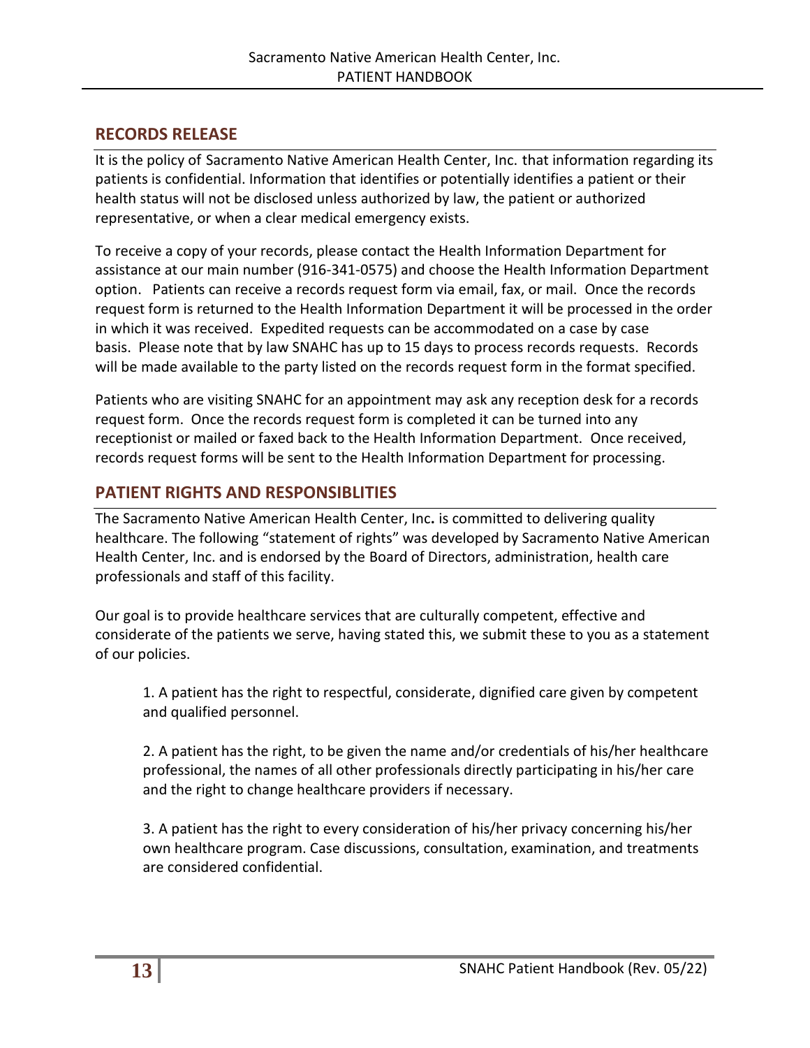## RECORDS RELEASE

It is the policy of Sacramento Native American Health Center, Inc. that information regarding its patients is confidential. Information that identifies or potentially identifies a patient or their health status will not be disclosed unless authorized by law, the patient or authorized representative, or when a clear medical emergency exists.

To receive a copy of your records, please contact the Health Information Department for assistance at our main number (916-341-0575) and choose the Health Information Department option. Patients can receive a records request form via email, fax, or mail. Once the records request form is returned to the Health Information Department it will be processed in the order in which it was received. Expedited requests can be accommodated on a case by case basis. Please note that by law SNAHC has up to 15 days to process records requests. Records will be made available to the party listed on the records request form in the format specified.

Patients who are visiting SNAHC for an appointment may ask any reception desk for a records request form. Once the records request form is completed it can be turned into any receptionist or mailed or faxed back to the Health Information Department. Once received, records request forms will be sent to the Health Information Department for processing.

## PATIENT RIGHTS AND RESPONSIBLITIES

The Sacramento Native American Health Center, Inc**.** is committed to delivering quality healthcare. The following "statement of rights" was developed by Sacramento Native American Health Center, Inc. and is endorsed by the Board of Directors, administration, health care professionals and staff of this facility.

Our goal is to provide healthcare services that are culturally competent, effective and considerate of the patients we serve, having stated this, we submit these to you as a statement of our policies.

1. A patient has the right to respectful, considerate, dignified care given by competent and qualified personnel.

2. A patient has the right, to be given the name and/or credentials of his/her healthcare professional, the names of all other professionals directly participating in his/her care and the right to change healthcare providers if necessary.

3. A patient has the right to every consideration of his/her privacy concerning his/her own healthcare program. Case discussions, consultation, examination, and treatments are considered confidential.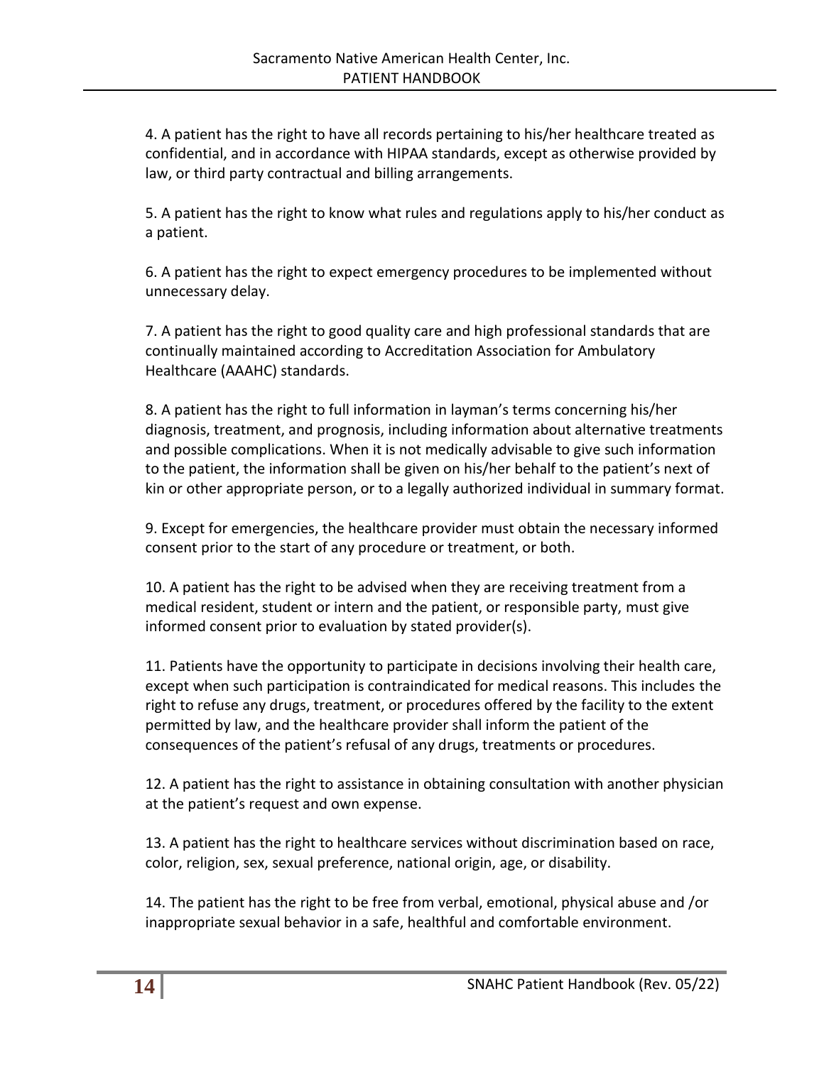4. A patient has the right to have all records pertaining to his/her healthcare treated as confidential, and in accordance with HIPAA standards, except as otherwise provided by law, or third party contractual and billing arrangements.

5. A patient has the right to know what rules and regulations apply to his/her conduct as a patient.

6. A patient has the right to expect emergency procedures to be implemented without unnecessary delay.

7. A patient has the right to good quality care and high professional standards that are continually maintained according to Accreditation Association for Ambulatory Healthcare (AAAHC) standards.

8. A patient has the right to full information in layman's terms concerning his/her diagnosis, treatment, and prognosis, including information about alternative treatments and possible complications. When it is not medically advisable to give such information to the patient, the information shall be given on his/her behalf to the patient's next of kin or other appropriate person, or to a legally authorized individual in summary format.

9. Except for emergencies, the healthcare provider must obtain the necessary informed consent prior to the start of any procedure or treatment, or both.

10. A patient has the right to be advised when they are receiving treatment from a medical resident, student or intern and the patient, or responsible party, must give informed consent prior to evaluation by stated provider(s).

11. Patients have the opportunity to participate in decisions involving their health care, except when such participation is contraindicated for medical reasons. This includes the right to refuse any drugs, treatment, or procedures offered by the facility to the extent permitted by law, and the healthcare provider shall inform the patient of the consequences of the patient's refusal of any drugs, treatments or procedures.

12. A patient has the right to assistance in obtaining consultation with another physician at the patient's request and own expense.

13. A patient has the right to healthcare services without discrimination based on race, color, religion, sex, sexual preference, national origin, age, or disability.

14. The patient has the right to be free from verbal, emotional, physical abuse and /or inappropriate sexual behavior in a safe, healthful and comfortable environment.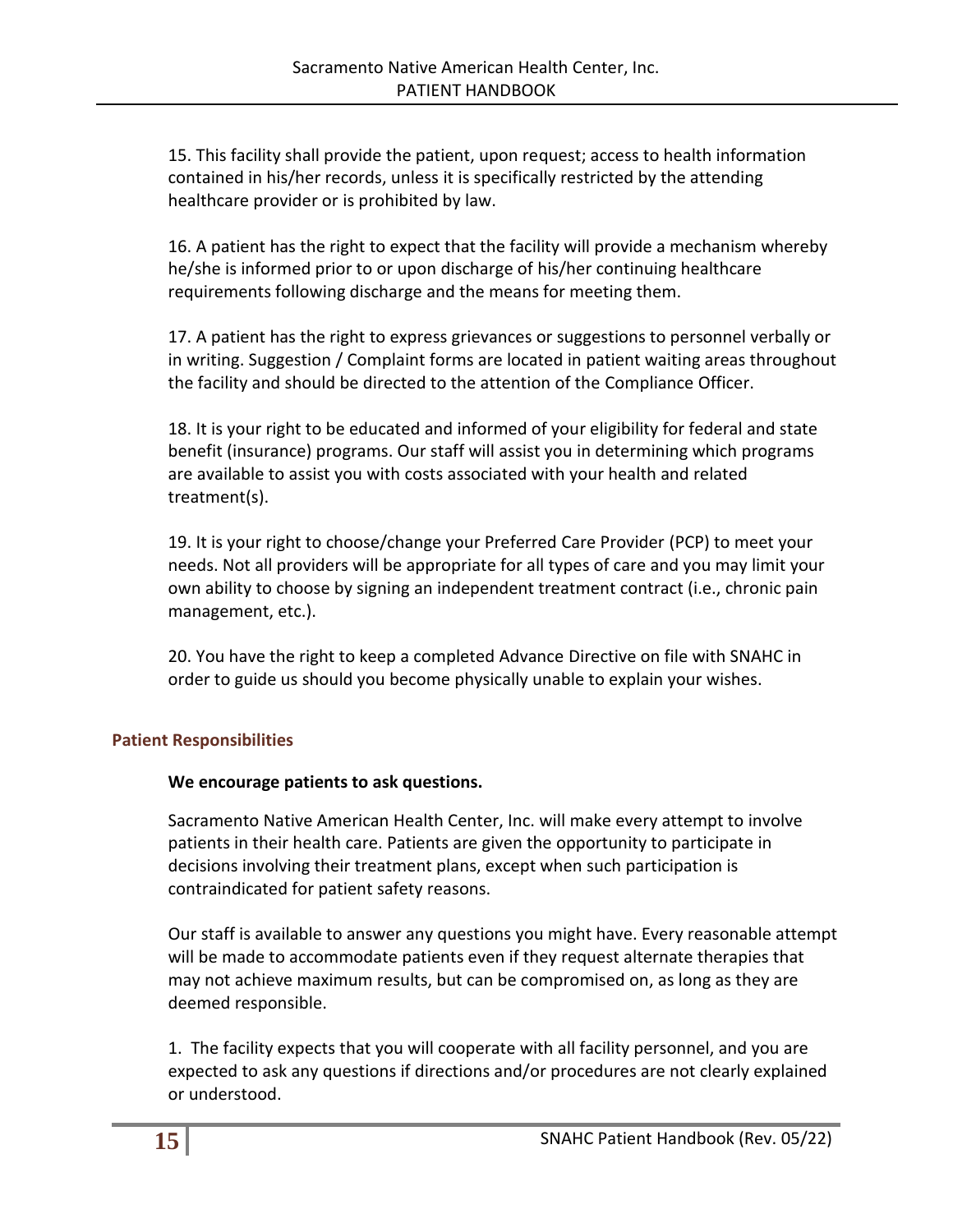15. This facility shall provide the patient, upon request; access to health information contained in his/her records, unless it is specifically restricted by the attending healthcare provider or is prohibited by law.

16. A patient has the right to expect that the facility will provide a mechanism whereby he/she is informed prior to or upon discharge of his/her continuing healthcare requirements following discharge and the means for meeting them.

17. A patient has the right to express grievances or suggestions to personnel verbally or in writing. Suggestion / Complaint forms are located in patient waiting areas throughout the facility and should be directed to the attention of the Compliance Officer.

18. It is your right to be educated and informed of your eligibility for federal and state benefit (insurance) programs. Our staff will assist you in determining which programs are available to assist you with costs associated with your health and related treatment(s).

19. It is your right to choose/change your Preferred Care Provider (PCP) to meet your needs. Not all providers will be appropriate for all types of care and you may limit your own ability to choose by signing an independent treatment contract (i.e., chronic pain management, etc.).

20. You have the right to keep a completed Advance Directive on file with SNAHC in order to guide us should you become physically unable to explain your wishes.

### Patient Responsibilities

**We encourage patients to ask questions.**

Sacramento Native American Health Center, Inc. will make every attempt to involve patients in their health care. Patients are given the opportunity to participate in decisions involving their treatment plans, except when such participation is contraindicated for patient safety reasons.

Our staff is available to answer any questions you might have. Every reasonable attempt will be made to accommodate patients even if they request alternate therapies that may not achieve maximum results, but can be compromised on, as long as they are deemed responsible.

1. The facility expects that you will cooperate with all facility personnel, and you are expected to ask any questions if directions and/or procedures are not clearly explained or understood.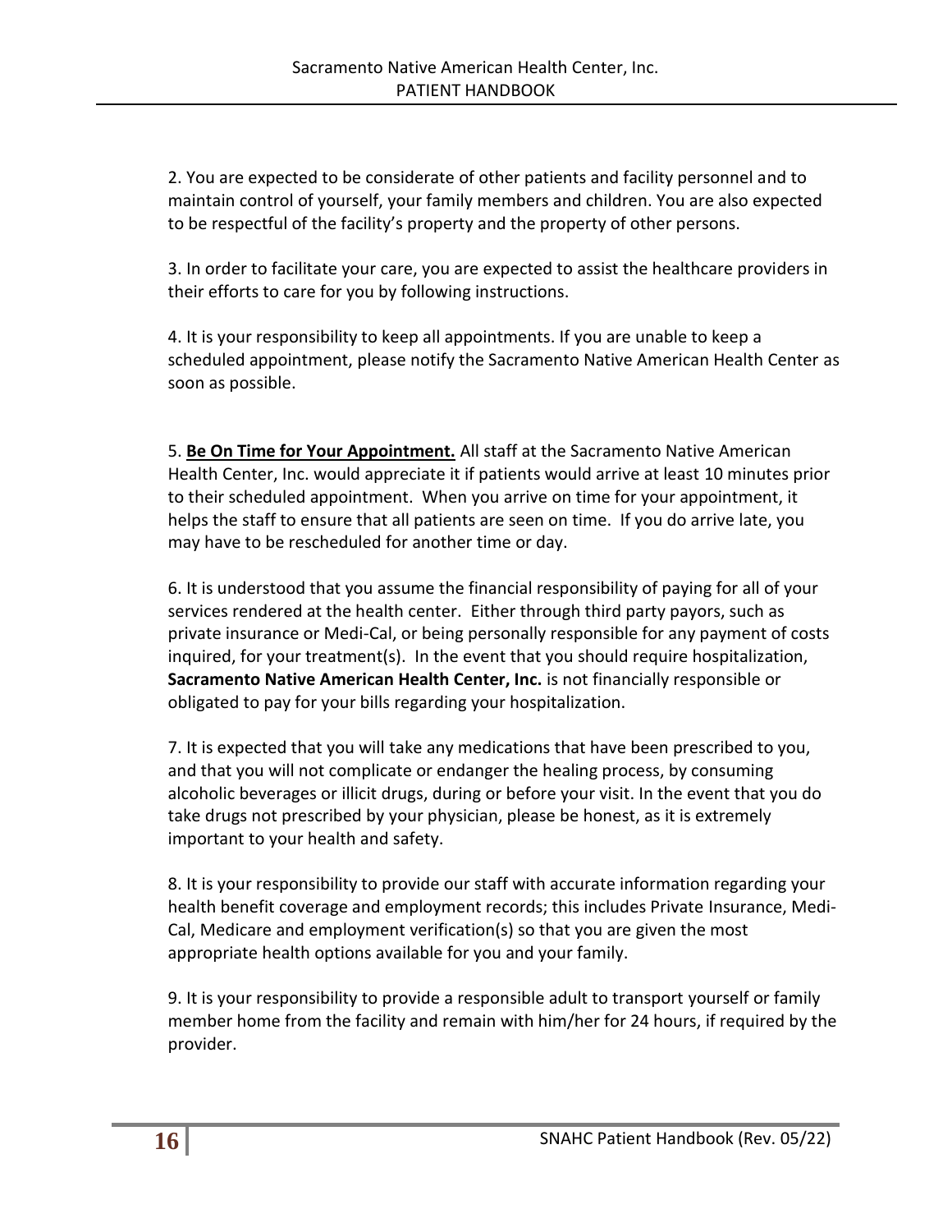2. You are expected to be considerate of other patients and facility personnel and to maintain control of yourself, your family members and children. You are also expected to be respectful of the facility's property and the property of other persons.

3. In order to facilitate your care, you are expected to assist the healthcare providers in their efforts to care for you by following instructions.

4. It is your responsibility to keep all appointments. If you are unable to keep a scheduled appointment, please notify the Sacramento Native American Health Center as soon as possible.

5. **<u>Be On Time for Your Appointment.</u>** All staff at the Sacramento Native American Health Center, Inc. would appreciate it if patients would arrive at least 10 minutes prior to their scheduled appointment. When you arrive on time for your appointment, it helps the staff to ensure that all patients are seen on time. If you do arrive late, you may have to be rescheduled for another time or day.

6. It is understood that you assume the financial responsibility of paying for all of your services rendered at the health center. Either through third party payors, such as private insurance or Medi-Cal, or being personally responsible for any payment of costs inquired, for your treatment(s). In the event that you should require hospitalization, **Sacramento Native American Health Center, Inc.** is not financially responsible or obligated to pay for your bills regarding your hospitalization.

7. It is expected that you will take any medications that have been prescribed to you, and that you will not complicate or endanger the healing process, by consuming alcoholic beverages or illicit drugs, during or before your visit. In the event that you do take drugs not prescribed by your physician, please be honest, as it is extremely important to your health and safety.

8. It is your responsibility to provide our staff with accurate information regarding your health benefit coverage and employment records; this includes Private Insurance, Medi-Cal, Medicare and employment verification(s) so that you are given the most appropriate health options available for you and your family.

9. It is your responsibility to provide a responsible adult to transport yourself or family member home from the facility and remain with him/her for 24 hours, if required by the provider.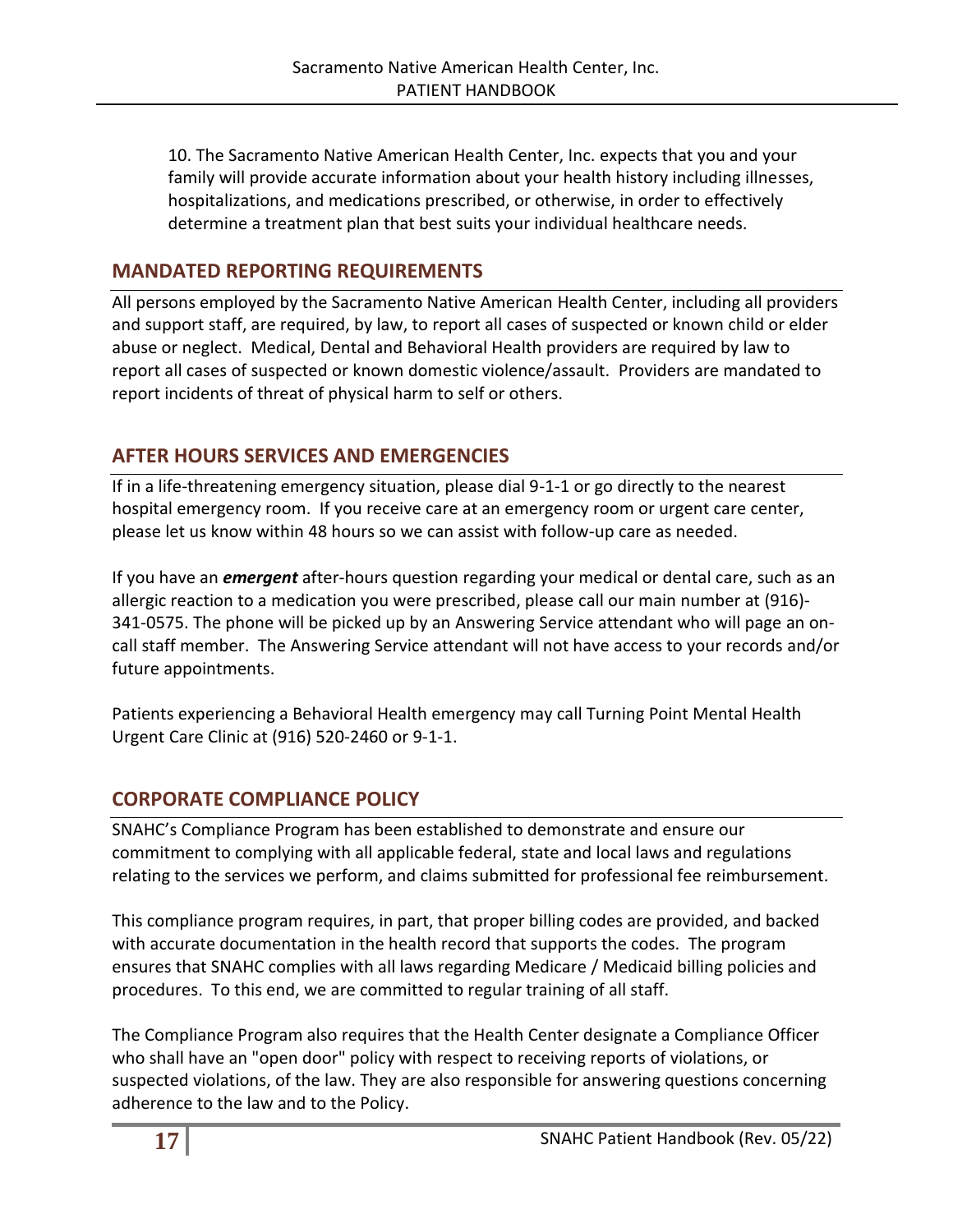10. The Sacramento Native American Health Center, Inc. expects that you and your family will provide accurate information about your health history including illnesses, hospitalizations, and medications prescribed, or otherwise, in order to effectively determine a treatment plan that best suits your individual healthcare needs.

## MANDATED REPORTING REQUIREMENTS

All persons employed by the Sacramento Native American Health Center, including all providers and support staff, are required, by law, to report all cases of suspected or known child or elder abuse or neglect. Medical, Dental and Behavioral Health providers are required by law to report all cases of suspected or known domestic violence/assault. Providers are mandated to report incidents of threat of physical harm to self or others.

## AFTER HOURS SERVICES AND EMERGENCIES

If in a life-threatening emergency situation, please dial 9-1-1 or go directly to the nearest hospital emergency room. If you receive care at an emergency room or urgent care center, please let us know within 48 hours so we can assist with follow-up care as needed.

If you have an ***emergent*** after-hours question regarding your medical or dental care, such as an allergic reaction to a medication you were prescribed, please call our main number at (916)-341-0575. The phone will be picked up by an Answering Service attendant who will page an on-call staff member. The Answering Service attendant will not have access to your records and/or future appointments.

Patients experiencing a Behavioral Health emergency may call Turning Point Mental Health Urgent Care Clinic at (916) 520-2460 or 9-1-1.

## CORPORATE COMPLIANCE POLICY

SNAHC's Compliance Program has been established to demonstrate and ensure our commitment to complying with all applicable federal, state and local laws and regulations relating to the services we perform, and claims submitted for professional fee reimbursement.

This compliance program requires, in part, that proper billing codes are provided, and backed with accurate documentation in the health record that supports the codes. The program ensures that SNAHC complies with all laws regarding Medicare / Medicaid billing policies and procedures. To this end, we are committed to regular training of all staff.

The Compliance Program also requires that the Health Center designate a Compliance Officer who shall have an "open door" policy with respect to receiving reports of violations, or suspected violations, of the law. They are also responsible for answering questions concerning adherence to the law and to the Policy.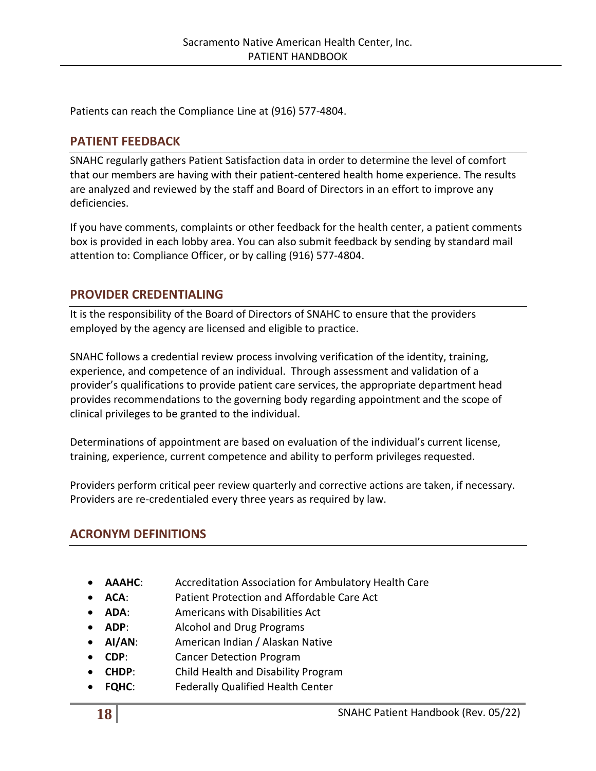Patients can reach the Compliance Line at (916) 577-4804.

## PATIENT FEEDBACK

SNAHC regularly gathers Patient Satisfaction data in order to determine the level of comfort that our members are having with their patient-centered health home experience. The results are analyzed and reviewed by the staff and Board of Directors in an effort to improve any deficiencies.

If you have comments, complaints or other feedback for the health center, a patient comments box is provided in each lobby area. You can also submit feedback by sending by standard mail attention to: Compliance Officer, or by calling (916) 577-4804.

## PROVIDER CREDENTIALING

It is the responsibility of the Board of Directors of SNAHC to ensure that the providers employed by the agency are licensed and eligible to practice.

SNAHC follows a credential review process involving verification of the identity, training, experience, and competence of an individual. Through assessment and validation of a provider's qualifications to provide patient care services, the appropriate department head provides recommendations to the governing body regarding appointment and the scope of clinical privileges to be granted to the individual.

Determinations of appointment are based on evaluation of the individual's current license, training, experience, current competence and ability to perform privileges requested.

Providers perform critical peer review quarterly and corrective actions are taken, if necessary. Providers are re-credentialed every three years as required by law.

## ACRONYM DEFINITIONS

- **AAAHC**: Accreditation Association for Ambulatory Health Care
- **ACA**: Patient Protection and Affordable Care Act
- **ADA**: Americans with Disabilities Act
- **ADP**: Alcohol and Drug Programs
- **AI/AN**: American Indian / Alaskan Native
- **CDP**: Cancer Detection Program
- **CHDP**: Child Health and Disability Program
- **FQHC**: Federally Qualified Health Center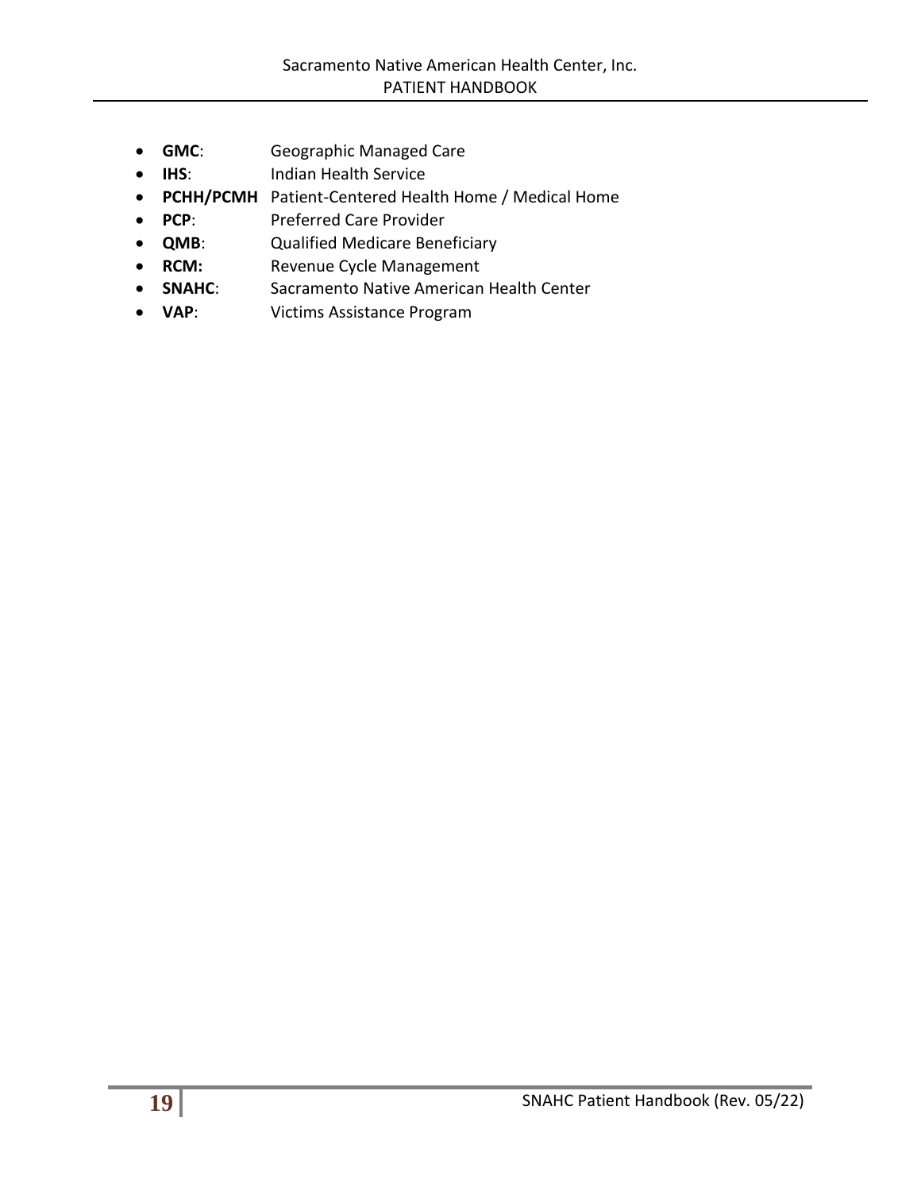- **GMC**: Geographic Managed Care
- **IHS**: Indian Health Service
- **PCHH/PCMH** Patient-Centered Health Home / Medical Home
- **PCP**: Preferred Care Provider
- **QMB**: Qualified Medicare Beneficiary
- **RCM:** Revenue Cycle Management
- **SNAHC**: Sacramento Native American Health Center
- **VAP**: Victims Assistance Program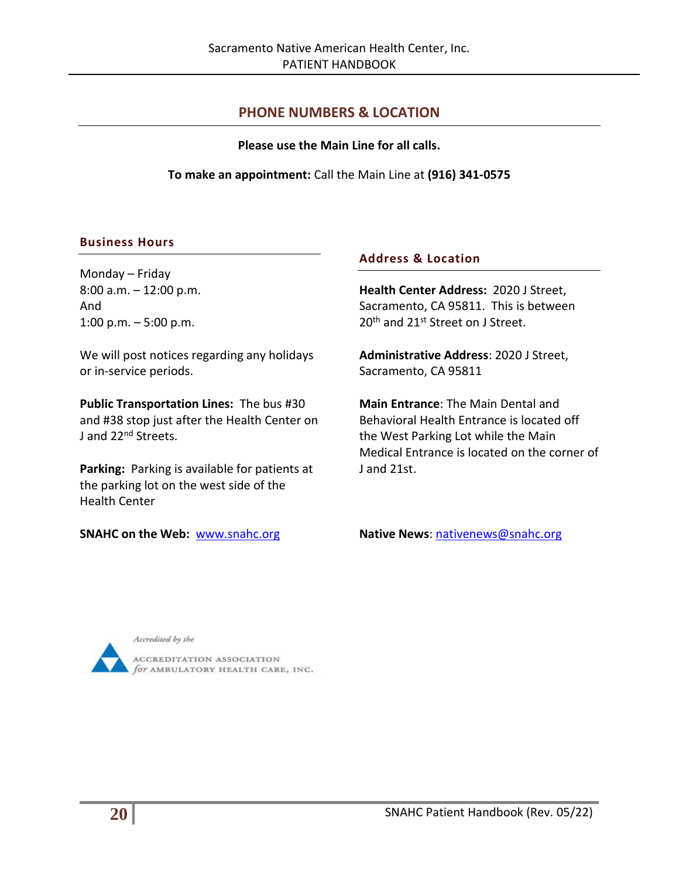## PHONE NUMBERS & LOCATION

**Please use the Main Line for all calls.**

**To make an appointment:** Call the Main Line at **(916) 341-0575**

### Business Hours

Monday – Friday
8:00 a.m. – 12:00 p.m.
And
1:00 p.m. – 5:00 p.m.

We will post notices regarding any holidays or in-service periods.

**Public Transportation Lines:** The bus #30 and #38 stop just after the Health Center on J and 22nd Streets.

**Parking:** Parking is available for patients at the parking lot on the west side of the Health Center

**SNAHC on the Web:** www.snahc.org

### Address & Location

**Health Center Address:** 2020 J Street, Sacramento, CA 95811. This is between 20th and 21st Street on J Street.

**Administrative Address**: 2020 J Street, Sacramento, CA 95811

**Main Entrance**: The Main Dental and Behavioral Health Entrance is located off the West Parking Lot while the Main Medical Entrance is located on the corner of J and 21st.

**Native News**: nativenews@snahc.org

*Accredited by the*
ACCREDITATION ASSOCIATION *for* AMBULATORY HEALTH CARE, INC.